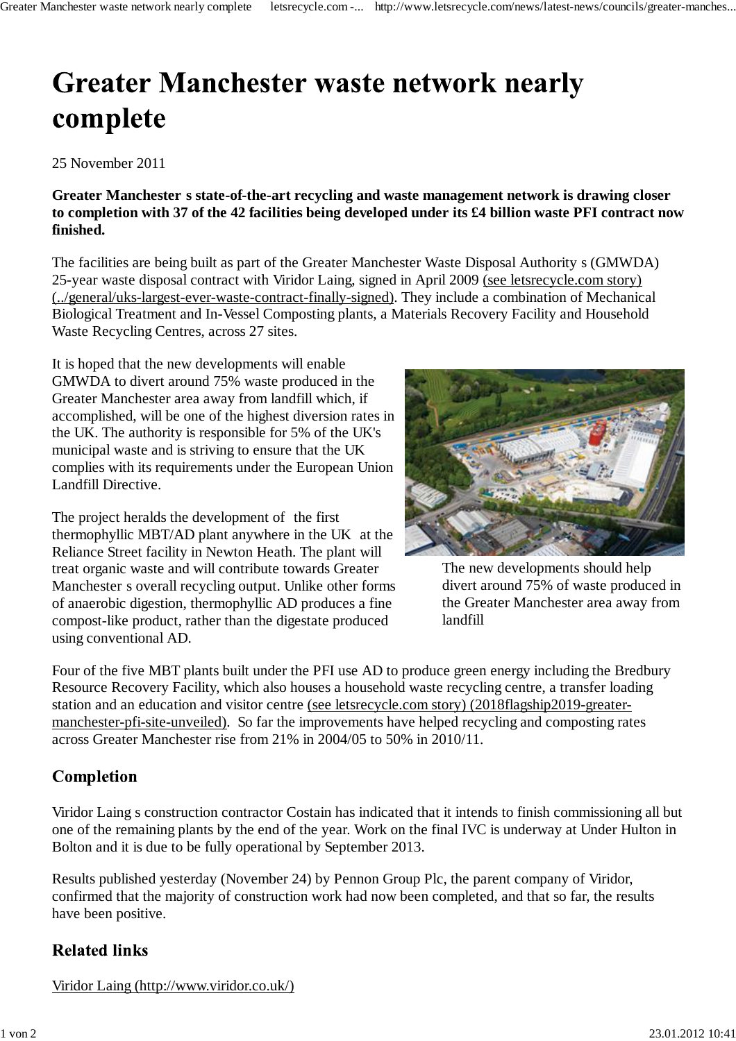# Greater Manchester waste network nearly complete

25 November 2011

**Greater Manchester s state-of-the-art recycling and waste management network is drawing closer to completion with 37 of the 42 facilities being developed under its £4 billion waste PFI contract now finished.**

The facilities are being built as part of the Greater Manchester Waste Disposal Authority s (GMWDA) 25-year waste disposal contract with Viridor Laing, signed in April 2009 (see letsrecycle.com story) (../general/uks-largest-ever-waste-contract-finally-signed). They include a combination of Mechanical Biological Treatment and In-Vessel Composting plants, a Materials Recovery Facility and Household Waste Recycling Centres, across 27 sites.

It is hoped that the new developments will enable GMWDA to divert around 75% waste produced in the Greater Manchester area away from landfill which, if accomplished, will be one of the highest diversion rates in the UK. The authority is responsible for 5% of the UK's municipal waste and is striving to ensure that the UK complies with its requirements under the European Union Landfill Directive.

The new developments should help divert around 75% of waste produced in the Greater Manchester area away from landfill

The project heralds the development of the first thermophyllic MBT/AD plant anywhere in the UK at the Reliance Street facility in Newton Heath. The plant will treat organic waste and will contribute towards Greater Manchester s overall recycling output. Unlike other forms of anaerobic digestion, thermophyllic AD produces a fine compost-like product, rather than the digestate produced using conventional AD.

Four of the five MBT plants built under the PFI use AD to produce green energy including the Bredbury Resource Recovery Facility, which also houses a household waste recycling centre, a transfer loading station and an education and visitor centre (see letsrecycle.com story) (2018flagship2019-greater-manchester-pfi-site-unveiled). So far the improvements have helped recycling and composting rates across Greater Manchester rise from 21% in 2004/05 to 50% in 2010/11.

## Completion

Viridor Laing s construction contractor Costain has indicated that it intends to finish commissioning all but one of the remaining plants by the end of the year. Work on the final IVC is underway at Under Hulton in Bolton and it is due to be fully operational by September 2013.

Results published yesterday (November 24) by Pennon Group Plc, the parent company of Viridor, confirmed that the majority of construction work had now been completed, and that so far, the results have been positive.

## Related links

Viridor Laing (http://www.viridor.co.uk/)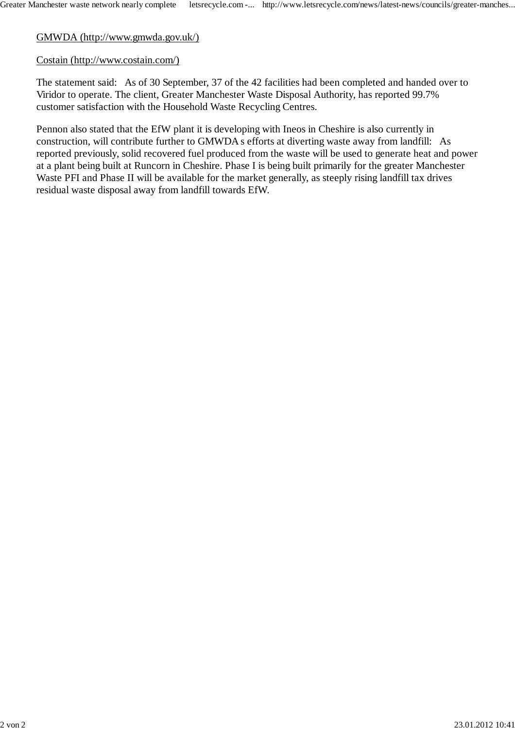GMWDA (http://www.gmwda.gov.uk/)

Costain (http://www.costain.com/)

The statement said:   As of 30 September, 37 of the 42 facilities had been completed and handed over to Viridor to operate. The client, Greater Manchester Waste Disposal Authority, has reported 99.7% customer satisfaction with the Household Waste Recycling Centres.

Pennon also stated that the EfW plant it is developing with Ineos in Cheshire is also currently in construction, will contribute further to GMWDA s efforts at diverting waste away from landfill:   As reported previously, solid recovered fuel produced from the waste will be used to generate heat and power at a plant being built at Runcorn in Cheshire. Phase I is being built primarily for the greater Manchester Waste PFI and Phase II will be available for the market generally, as steeply rising landfill tax drives residual waste disposal away from landfill towards EfW.